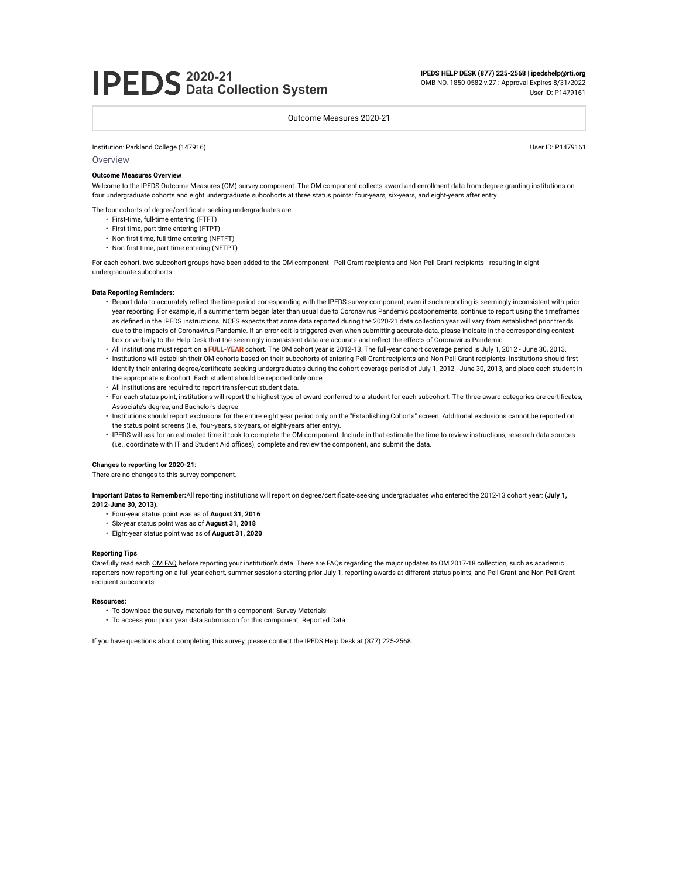# IPEDS 2020-21 Data Collection System

**IPEDS HELP DESK (877) 225-2568 | ipedshelp@rti.org**
OMB NO. 1850-0582 v.27 : Approval Expires 8/31/2022
User ID: P1479161

Outcome Measures 2020-21

Institution: Parkland College (147916)

User ID: P1479161

## Overview

**Outcome Measures Overview**

Welcome to the IPEDS Outcome Measures (OM) survey component. The OM component collects award and enrollment data from degree-granting institutions on four undergraduate cohorts and eight undergraduate subcohorts at three status points: four-years, six-years, and eight-years after entry.

The four cohorts of degree/certificate-seeking undergraduates are:

- First-time, full-time entering (FTFT)
- First-time, part-time entering (FTPT)
- Non-first-time, full-time entering (NFTFT)
- Non-first-time, part-time entering (NFTPT)

For each cohort, two subcohort groups have been added to the OM component - Pell Grant recipients and Non-Pell Grant recipients - resulting in eight undergraduate subcohorts.

**Data Reporting Reminders:**

- Report data to accurately reflect the time period corresponding with the IPEDS survey component, even if such reporting is seemingly inconsistent with prior-year reporting. For example, if a summer term began later than usual due to Coronavirus Pandemic postponements, continue to report using the timeframes as defined in the IPEDS instructions. NCES expects that some data reported during the 2020-21 data collection year will vary from established prior trends due to the impacts of Coronavirus Pandemic. If an error edit is triggered even when submitting accurate data, please indicate in the corresponding context box or verbally to the Help Desk that the seemingly inconsistent data are accurate and reflect the effects of Coronavirus Pandemic.
- All institutions must report on a **FULL-YEAR** cohort. The OM cohort year is 2012-13. The full-year cohort coverage period is July 1, 2012 - June 30, 2013.
- Institutions will establish their OM cohorts based on their subcohorts of entering Pell Grant recipients and Non-Pell Grant recipients. Institutions should first identify their entering degree/certificate-seeking undergraduates during the cohort coverage period of July 1, 2012 - June 30, 2013, and place each student in the appropriate subcohort. Each student should be reported only once.
- All institutions are required to report transfer-out student data.
- For each status point, institutions will report the highest type of award conferred to a student for each subcohort. The three award categories are certificates, Associate's degree, and Bachelor's degree.
- Institutions should report exclusions for the entire eight year period only on the "Establishing Cohorts" screen. Additional exclusions cannot be reported on the status point screens (i.e., four-years, six-years, or eight-years after entry).
- IPEDS will ask for an estimated time it took to complete the OM component. Include in that estimate the time to review instructions, research data sources (i.e., coordinate with IT and Student Aid offices), complete and review the component, and submit the data.

**Changes to reporting for 2020-21:**

There are no changes to this survey component.

**Important Dates to Remember:** All reporting institutions will report on degree/certificate-seeking undergraduates who entered the 2012-13 cohort year: **(July 1, 2012-June 30, 2013).**

- Four-year status point was as of **August 31, 2016**
- Six-year status point was as of **August 31, 2018**
- Eight-year status point was as of **August 31, 2020**

**Reporting Tips**

Carefully read each OM FAQ before reporting your institution's data. There are FAQs regarding the major updates to OM 2017-18 collection, such as academic reporters now reporting on a full-year cohort, summer sessions starting prior July 1, reporting awards at different status points, and Pell Grant and Non-Pell Grant recipient subcohorts.

**Resources:**

- To download the survey materials for this component: Survey Materials
- To access your prior year data submission for this component: Reported Data

If you have questions about completing this survey, please contact the IPEDS Help Desk at (877) 225-2568.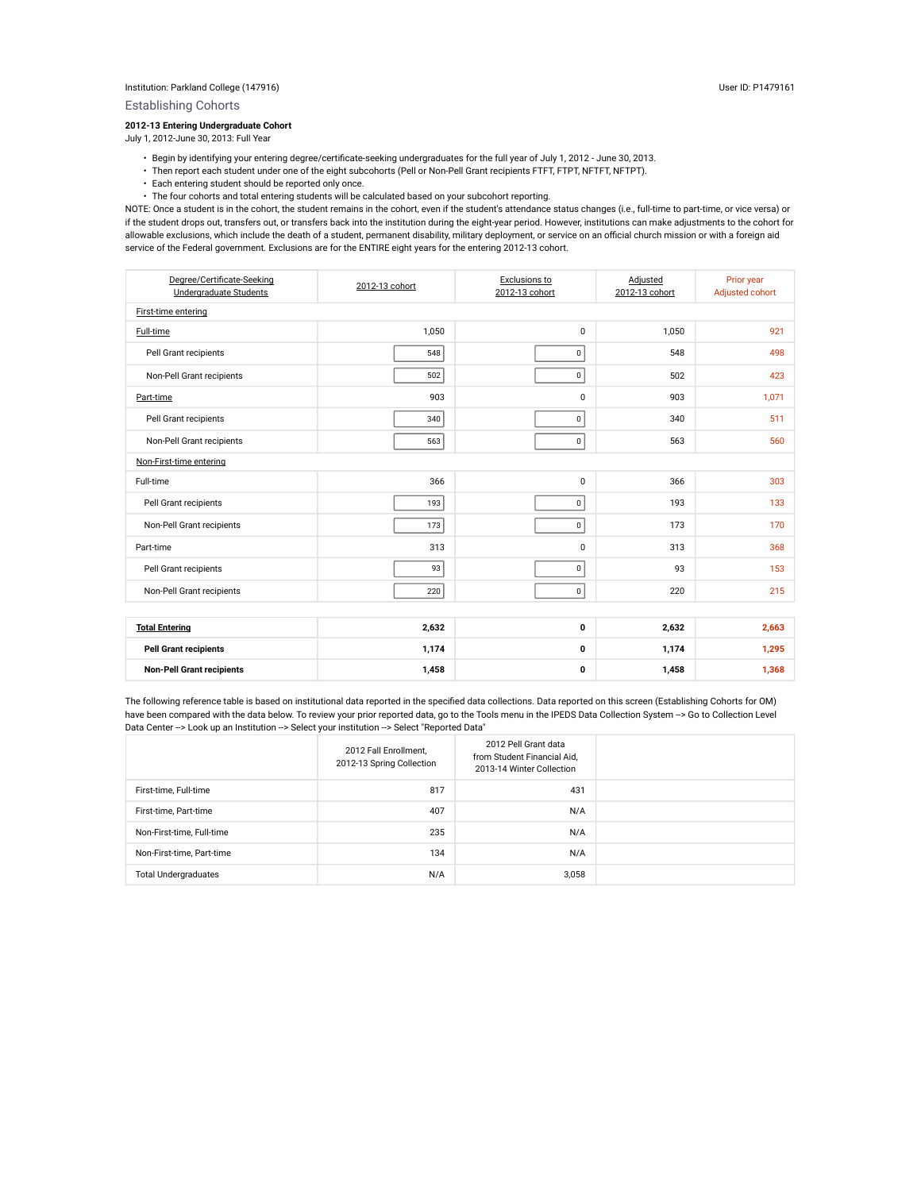Institution: Parkland College (147916)

User ID: P1479161

## Establishing Cohorts

**2012-13 Entering Undergraduate Cohort**

July 1, 2012-June 30, 2013: Full Year

- Begin by identifying your entering degree/certificate-seeking undergraduates for the full year of July 1, 2012 - June 30, 2013.
- Then report each student under one of the eight subcohorts (Pell or Non-Pell Grant recipients FTFT, FTPT, NFTFT, NFTPT).
- Each entering student should be reported only once.
- The four cohorts and total entering students will be calculated based on your subcohort reporting.

NOTE: Once a student is in the cohort, the student remains in the cohort, even if the student's attendance status changes (i.e., full-time to part-time, or vice versa) or if the student drops out, transfers out, or transfers back into the institution during the eight-year period. However, institutions can make adjustments to the cohort for allowable exclusions, which include the death of a student, permanent disability, military deployment, or service on an official church mission or with a foreign aid service of the Federal government. Exclusions are for the ENTIRE eight years for the entering 2012-13 cohort.

| Degree/Certificate-Seeking Undergraduate Students | 2012-13 cohort | Exclusions to 2012-13 cohort | Adjusted 2012-13 cohort | Prior year Adjusted cohort |
|---|---|---|---|---|
| First-time entering | | | | |
| Full-time | 1,050 | 0 | 1,050 | 921 |
| Pell Grant recipients | 548 | 0 | 548 | 498 |
| Non-Pell Grant recipients | 502 | 0 | 502 | 423 |
| Part-time | 903 | 0 | 903 | 1,071 |
| Pell Grant recipients | 340 | 0 | 340 | 511 |
| Non-Pell Grant recipients | 563 | 0 | 563 | 560 |
| Non-First-time entering | | | | |
| Full-time | 366 | 0 | 366 | 303 |
| Pell Grant recipients | 193 | 0 | 193 | 133 |
| Non-Pell Grant recipients | 173 | 0 | 173 | 170 |
| Part-time | 313 | 0 | 313 | 368 |
| Pell Grant recipients | 93 | 0 | 93 | 153 |
| Non-Pell Grant recipients | 220 | 0 | 220 | 215 |
| **Total Entering** | **2,632** | **0** | **2,632** | **2,663** |
| **Pell Grant recipients** | **1,174** | **0** | **1,174** | **1,295** |
| **Non-Pell Grant recipients** | **1,458** | **0** | **1,458** | **1,368** |

The following reference table is based on institutional data reported in the specified data collections. Data reported on this screen (Establishing Cohorts for OM) have been compared with the data below. To review your prior reported data, go to the Tools menu in the IPEDS Data Collection System --> Go to Collection Level Data Center --> Look up an Institution --> Select your institution --> Select "Reported Data"

| | 2012 Fall Enrollment, 2012-13 Spring Collection | 2012 Pell Grant data from Student Financial Aid, 2013-14 Winter Collection | |
|---|---|---|---|
| First-time, Full-time | 817 | 431 | |
| First-time, Part-time | 407 | N/A | |
| Non-First-time, Full-time | 235 | N/A | |
| Non-First-time, Part-time | 134 | N/A | |
| Total Undergraduates | N/A | 3,058 | |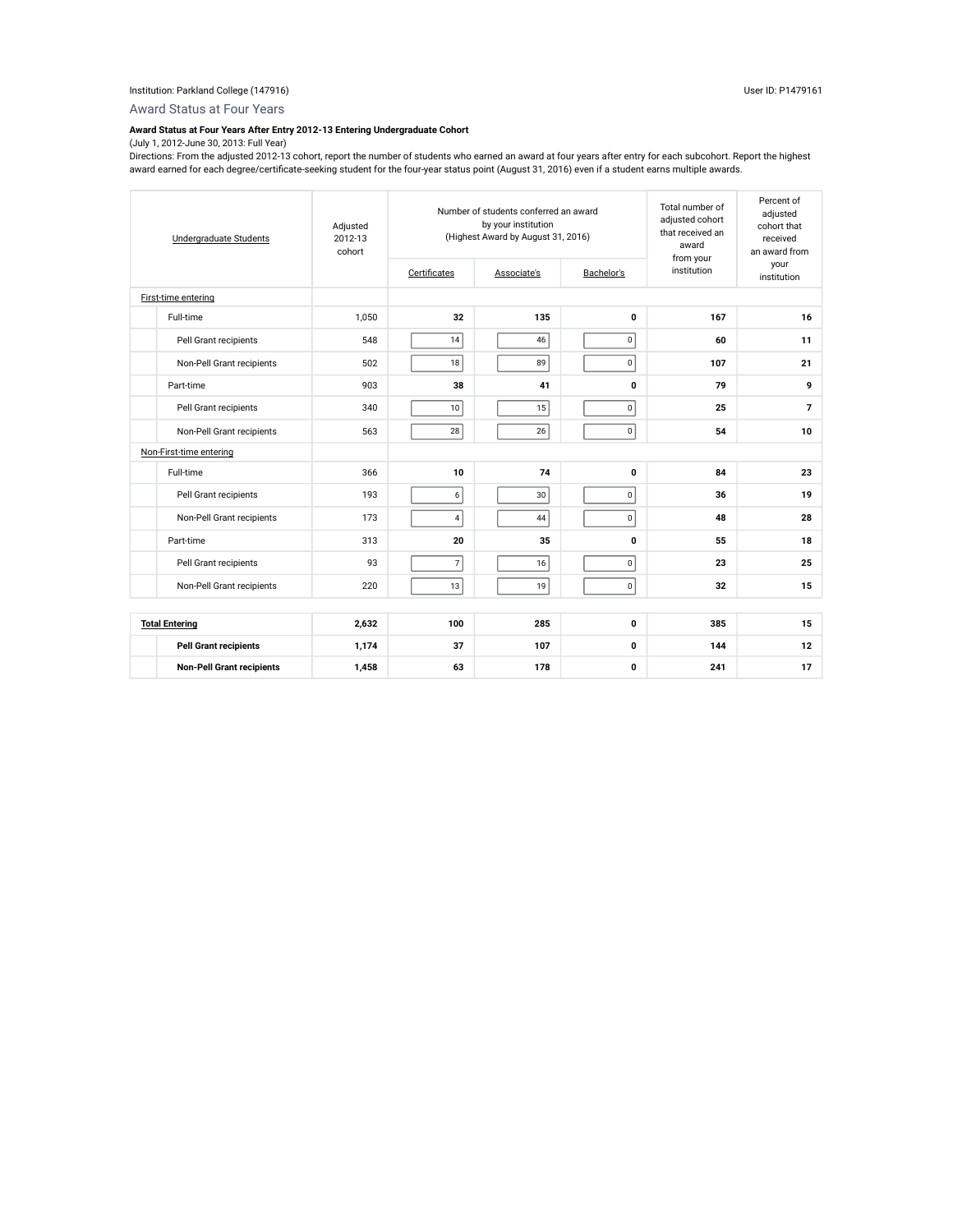Institution: Parkland College (147916)

User ID: P1479161

## Award Status at Four Years

**Award Status at Four Years After Entry 2012-13 Entering Undergraduate Cohort**

(July 1, 2012-June 30, 2013: Full Year)

Directions: From the adjusted 2012-13 cohort, report the number of students who earned an award at four years after entry for each subcohort. Report the highest award earned for each degree/certificate-seeking student for the four-year status point (August 31, 2016) even if a student earns multiple awards.

| Undergraduate Students | Adjusted 2012-13 cohort | Number of students conferred an award by your institution (Highest Award by August 31, 2016) | | | Total number of adjusted cohort that received an award from your institution | Percent of adjusted cohort that received an award from your institution |
|---|---|---|---|---|---|---|
| | | Certificates | Associate's | Bachelor's | | |
| First-time entering | | | | | | |
| Full-time | 1,050 | **32** | **135** | **0** | **167** | **16** |
| Pell Grant recipients | 548 | 14 | 46 | 0 | **60** | **11** |
| Non-Pell Grant recipients | 502 | 18 | 89 | 0 | **107** | **21** |
| Part-time | 903 | **38** | **41** | **0** | **79** | **9** |
| Pell Grant recipients | 340 | 10 | 15 | 0 | **25** | **7** |
| Non-Pell Grant recipients | 563 | 28 | 26 | 0 | **54** | **10** |
| Non-First-time entering | | | | | | |
| Full-time | 366 | **10** | **74** | **0** | **84** | **23** |
| Pell Grant recipients | 193 | 6 | 30 | 0 | **36** | **19** |
| Non-Pell Grant recipients | 173 | 4 | 44 | 0 | **48** | **28** |
| Part-time | 313 | **20** | **35** | **0** | **55** | **18** |
| Pell Grant recipients | 93 | 7 | 16 | 0 | **23** | **25** |
| Non-Pell Grant recipients | 220 | 13 | 19 | 0 | **32** | **15** |
| **Total Entering** | **2,632** | **100** | **285** | **0** | **385** | **15** |
| **Pell Grant recipients** | **1,174** | **37** | **107** | **0** | **144** | **12** |
| **Non-Pell Grant recipients** | **1,458** | **63** | **178** | **0** | **241** | **17** |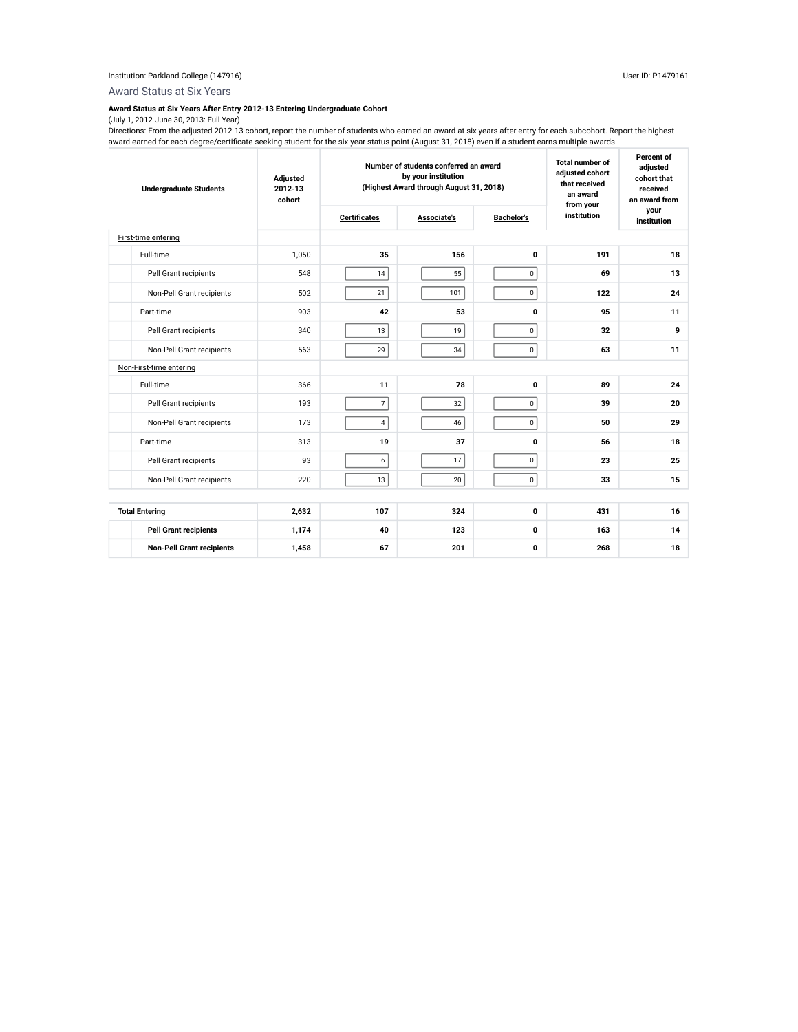Institution: Parkland College (147916)

User ID: P1479161

## Award Status at Six Years

**Award Status at Six Years After Entry 2012-13 Entering Undergraduate Cohort**

(July 1, 2012-June 30, 2013: Full Year)

Directions: From the adjusted 2012-13 cohort, report the number of students who earned an award at six years after entry for each subcohort. Report the highest award earned for each degree/certificate-seeking student for the six-year status point (August 31, 2018) even if a student earns multiple awards.

| Undergraduate Students | Adjusted 2012-13 cohort | Number of students conferred an award by your institution (Highest Award through August 31, 2018) | | | Total number of adjusted cohort that received an award from your institution | Percent of adjusted cohort that received an award from your institution |
|---|---|---|---|---|---|---|
| | | Certificates | Associate's | Bachelor's | | |
| First-time entering | | | | | | |
| Full-time | 1,050 | 35 | 156 | 0 | 191 | 18 |
| Pell Grant recipients | 548 | 14 | 55 | 0 | 69 | 13 |
| Non-Pell Grant recipients | 502 | 21 | 101 | 0 | 122 | 24 |
| Part-time | 903 | 42 | 53 | 0 | 95 | 11 |
| Pell Grant recipients | 340 | 13 | 19 | 0 | 32 | 9 |
| Non-Pell Grant recipients | 563 | 29 | 34 | 0 | 63 | 11 |
| Non-First-time entering | | | | | | |
| Full-time | 366 | 11 | 78 | 0 | 89 | 24 |
| Pell Grant recipients | 193 | 7 | 32 | 0 | 39 | 20 |
| Non-Pell Grant recipients | 173 | 4 | 46 | 0 | 50 | 29 |
| Part-time | 313 | 19 | 37 | 0 | 56 | 18 |
| Pell Grant recipients | 93 | 6 | 17 | 0 | 23 | 25 |
| Non-Pell Grant recipients | 220 | 13 | 20 | 0 | 33 | 15 |
| **Total Entering** | **2,632** | **107** | **324** | **0** | **431** | **16** |
| **Pell Grant recipients** | **1,174** | **40** | **123** | **0** | **163** | **14** |
| **Non-Pell Grant recipients** | **1,458** | **67** | **201** | **0** | **268** | **18** |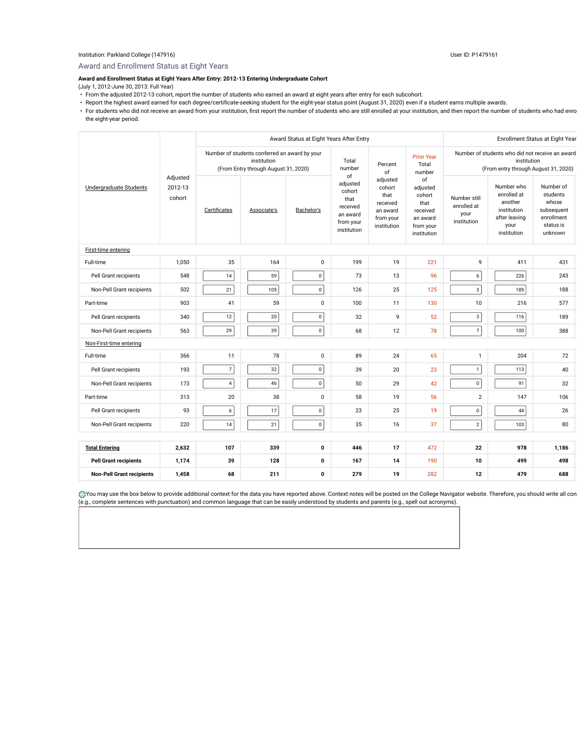Institution: Parkland College (147916)

User ID: P1479161

## Award and Enrollment Status at Eight Years

**Award and Enrollment Status at Eight Years After Entry: 2012-13 Entering Undergraduate Cohort**

(July 1, 2012-June 30, 2013: Full Year)

- From the adjusted 2012-13 cohort, report the number of students who earned an award at eight years after entry for each subcohort.
- Report the highest award earned for each degree/certificate-seeking student for the eight-year status point (August 31, 2020) even if a student earns multiple awards.
- For students who did not receive an award from your institution, first report the number of students who are still enrolled at your institution, and then report the number of students who had enro the eight-year period.

| Undergraduate Students | Adjusted 2012-13 cohort | Award Status at Eight Years After Entry: Number of students conferred an award by your institution (From Entry through August 31, 2020) | | | Total number of adjusted cohort that received an award from your institution | Percent of adjusted cohort that received an award from your institution | Prior Year Total number of adjusted cohort that received an award from your institution | Enrollment Status at Eight Year: Number of students who did not receive an award institution (From entry through August 31, 2020) | | |
|---|---|---|---|---|---|---|---|---|---|---|
| | | Certificates | Associate's | Bachelor's | | | | Number still enrolled at your institution | Number who enrolled at another institution after leaving your institution | Number of students whose subsequent enrollment status is unknown |
| **First-time entering** | | | | | | | | | | |
| Full-time | 1,050 | 35 | 164 | 0 | 199 | 19 | 221 | 9 | 411 | 431 |
| Pell Grant recipients | 548 | 14 | 59 | 0 | 73 | 13 | 96 | 6 | 226 | 243 |
| Non-Pell Grant recipients | 502 | 21 | 105 | 0 | 126 | 25 | 125 | 3 | 185 | 188 |
| Part-time | 903 | 41 | 59 | 0 | 100 | 11 | 130 | 10 | 216 | 577 |
| Pell Grant recipients | 340 | 12 | 20 | 0 | 32 | 9 | 52 | 3 | 116 | 189 |
| Non-Pell Grant recipients | 563 | 29 | 39 | 0 | 68 | 12 | 78 | 7 | 100 | 388 |
| **Non-First-time entering** | | | | | | | | | | |
| Full-time | 366 | 11 | 78 | 0 | 89 | 24 | 65 | 1 | 204 | 72 |
| Pell Grant recipients | 193 | 7 | 32 | 0 | 39 | 20 | 23 | 1 | 113 | 40 |
| Non-Pell Grant recipients | 173 | 4 | 46 | 0 | 50 | 29 | 42 | 0 | 91 | 32 |
| Part-time | 313 | 20 | 38 | 0 | 58 | 19 | 56 | 2 | 147 | 106 |
| Pell Grant recipients | 93 | 6 | 17 | 0 | 23 | 25 | 19 | 0 | 44 | 26 |
| Non-Pell Grant recipients | 220 | 14 | 21 | 0 | 35 | 16 | 37 | 2 | 103 | 80 |
| **Total Entering** | **2,632** | **107** | **339** | **0** | **446** | **17** | 472 | **22** | **978** | **1,186** |
| **Pell Grant recipients** | **1,174** | **39** | **128** | **0** | **167** | **14** | 190 | **10** | **499** | **498** |
| **Non-Pell Grant recipients** | **1,458** | **68** | **211** | **0** | **279** | **19** | 282 | **12** | **479** | **688** |

You may use the box below to provide additional context for the data you have reported above. Context notes will be posted on the College Navigator website. Therefore, you should write all con (e.g., complete sentences with punctuation) and common language that can be easily understood by students and parents (e.g., spell out acronyms).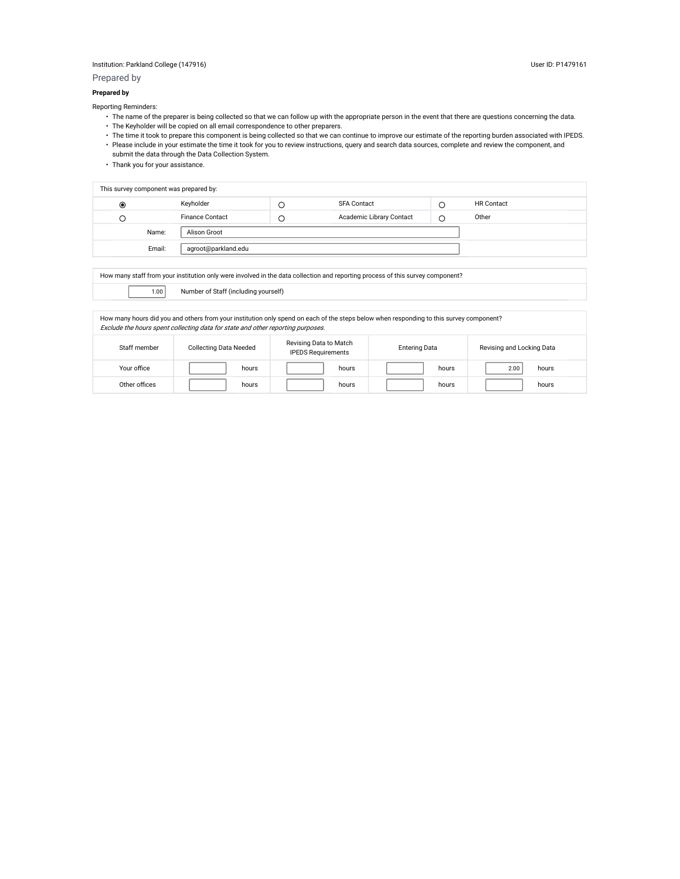Institution: Parkland College (147916) User ID: P1479161

## Prepared by

**Prepared by**

Reporting Reminders:

- The name of the preparer is being collected so that we can follow up with the appropriate person in the event that there are questions concerning the data.
- The Keyholder will be copied on all email correspondence to other preparers.
- The time it took to prepare this component is being collected so that we can continue to improve our estimate of the reporting burden associated with IPEDS.
- Please include in your estimate the time it took for you to review instructions, query and search data sources, complete and review the component, and submit the data through the Data Collection System.
- Thank you for your assistance.

| This survey component was prepared by: | | | | | |
|---|---|---|---|---|---|
| ◉ | Keyholder | ○ | SFA Contact | ○ | HR Contact |
| ○ | Finance Contact | ○ | Academic Library Contact | ○ | Other |
| Name: | Alison Groot | | | | |
| Email: | agroot@parkland.edu | | | | |

| How many staff from your institution only were involved in the data collection and reporting process of this survey component? | |
|---|---|
| 1.00 | Number of Staff (including yourself) |

How many hours did you and others from your institution only spend on each of the steps below when responding to this survey component?
*Exclude the hours spent collecting data for state and other reporting purposes.*

| Staff member | Collecting Data Needed | Revising Data to Match IPEDS Requirements | Entering Data | Revising and Locking Data |
|---|---|---|---|---|
| Your office | hours | hours | hours | 2.00 hours |
| Other offices | hours | hours | hours | hours |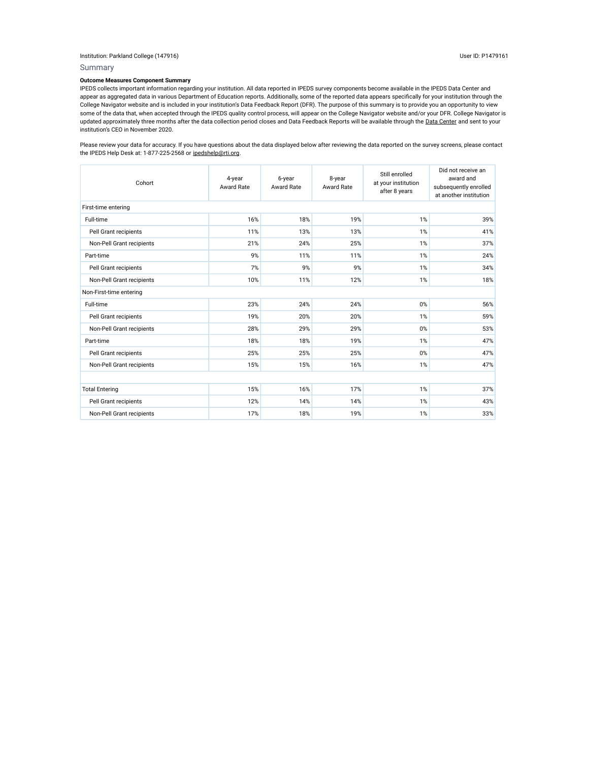Institution: Parkland College (147916) User ID: P1479161

## Summary

**Outcome Measures Component Summary**

IPEDS collects important information regarding your institution. All data reported in IPEDS survey components become available in the IPEDS Data Center and appear as aggregated data in various Department of Education reports. Additionally, some of the reported data appears specifically for your institution through the College Navigator website and is included in your institution's Data Feedback Report (DFR). The purpose of this summary is to provide you an opportunity to view some of the data that, when accepted through the IPEDS quality control process, will appear on the College Navigator website and/or your DFR. College Navigator is updated approximately three months after the data collection period closes and Data Feedback Reports will be available through the Data Center and sent to your institution's CEO in November 2020.

Please review your data for accuracy. If you have questions about the data displayed below after reviewing the data reported on the survey screens, please contact the IPEDS Help Desk at: 1-877-225-2568 or ipedshelp@rti.org.

| Cohort | 4-year Award Rate | 6-year Award Rate | 8-year Award Rate | Still enrolled at your institution after 8 years | Did not receive an award and subsequently enrolled at another institution |
|---|---|---|---|---|---|
| First-time entering | | | | | |
| Full-time | 16% | 18% | 19% | 1% | 39% |
| Pell Grant recipients | 11% | 13% | 13% | 1% | 41% |
| Non-Pell Grant recipients | 21% | 24% | 25% | 1% | 37% |
| Part-time | 9% | 11% | 11% | 1% | 24% |
| Pell Grant recipients | 7% | 9% | 9% | 1% | 34% |
| Non-Pell Grant recipients | 10% | 11% | 12% | 1% | 18% |
| Non-First-time entering | | | | | |
| Full-time | 23% | 24% | 24% | 0% | 56% |
| Pell Grant recipients | 19% | 20% | 20% | 1% | 59% |
| Non-Pell Grant recipients | 28% | 29% | 29% | 0% | 53% |
| Part-time | 18% | 18% | 19% | 1% | 47% |
| Pell Grant recipients | 25% | 25% | 25% | 0% | 47% |
| Non-Pell Grant recipients | 15% | 15% | 16% | 1% | 47% |
| | | | | | |
| Total Entering | 15% | 16% | 17% | 1% | 37% |
| Pell Grant recipients | 12% | 14% | 14% | 1% | 43% |
| Non-Pell Grant recipients | 17% | 18% | 19% | 1% | 33% |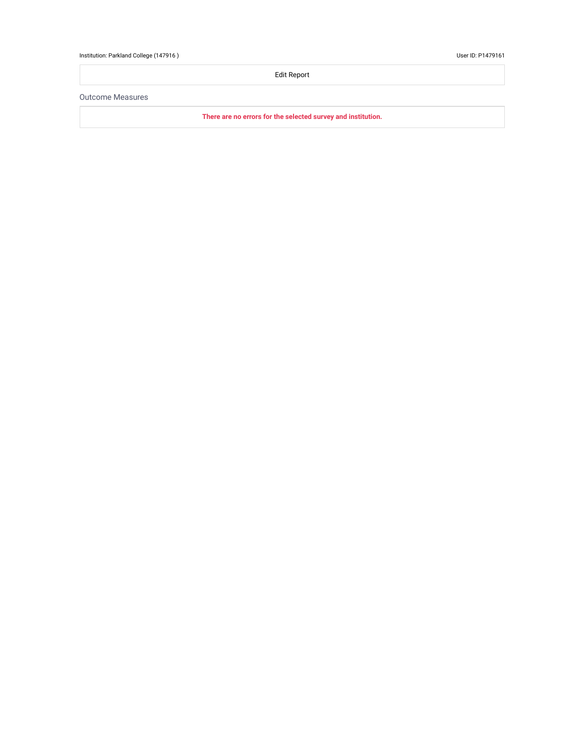Institution: Parkland College (147916 ) User ID: P1479161

Edit Report

## Outcome Measures

**There are no errors for the selected survey and institution.**